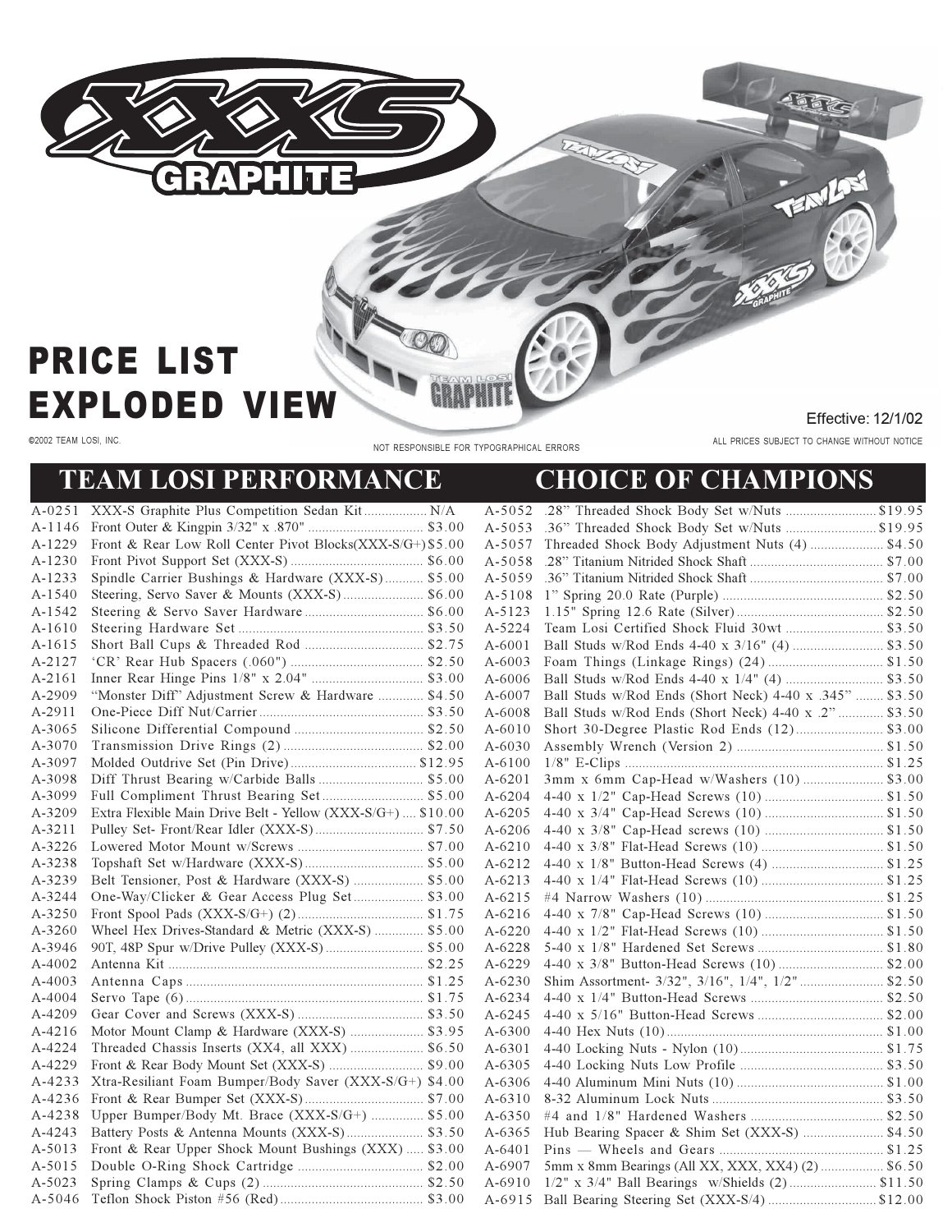# XXX-S GRAPHITE

# PRICE LIST
# EXPLODED VIEW

Effective: 12/1/02

©2002 TEAM LOSI, INC.

NOT RESPONSIBLE FOR TYPOGRAPHICAL ERRORS

ALL PRICES SUBJECT TO CHANGE WITHOUT NOTICE

## TEAM LOSI PERFORMANCE CHOICE OF CHAMPIONS

| Part # | Description | Price |
|---|---|---|
| A-0251 | XXX-S Graphite Plus Competition Sedan Kit | N/A |
| A-1146 | Front Outer & Kingpin 3/32" x .870" | $3.00 |
| A-1229 | Front & Rear Low Roll Center Pivot Blocks(XXX-S/G+) | $5.00 |
| A-1230 | Front Pivot Support Set (XXX-S) | $6.00 |
| A-1233 | Spindle Carrier Bushings & Hardware (XXX-S) | $5.00 |
| A-1540 | Steering, Servo Saver & Mounts (XXX-S) | $6.00 |
| A-1542 | Steering & Servo Saver Hardware | $6.00 |
| A-1610 | Steering Hardware Set | $3.50 |
| A-1615 | Short Ball Cups & Threaded Rod | $2.75 |
| A-2127 | 'CR' Rear Hub Spacers (.060") | $2.50 |
| A-2161 | Inner Rear Hinge Pins 1/8" x 2.04" | $3.00 |
| A-2909 | "Monster Diff" Adjustment Screw & Hardware | $4.50 |
| A-2911 | One-Piece Diff Nut/Carrier | $3.50 |
| A-3065 | Silicone Differential Compound | $2.50 |
| A-3070 | Transmission Drive Rings (2) | $2.00 |
| A-3097 | Molded Outdrive Set (Pin Drive) | $12.95 |
| A-3098 | Diff Thrust Bearing w/Carbide Balls | $5.00 |
| A-3099 | Full Compliment Thrust Bearing Set | $5.00 |
| A-3209 | Extra Flexible Main Drive Belt - Yellow (XXX-S/G+) | $10.00 |
| A-3211 | Pulley Set- Front/Rear Idler (XXX-S) | $7.50 |
| A-3226 | Lowered Motor Mount w/Screws | $7.00 |
| A-3238 | Topshaft Set w/Hardware (XXX-S) | $5.00 |
| A-3239 | Belt Tensioner, Post & Hardware (XXX-S) | $5.00 |
| A-3244 | One-Way/Clicker & Gear Access Plug Set | $3.00 |
| A-3250 | Front Spool Pads (XXX-S/G+) (2) | $1.75 |
| A-3260 | Wheel Hex Drives-Standard & Metric (XXX-S) | $5.00 |
| A-3946 | 90T, 48P Spur w/Drive Pulley (XXX-S) | $5.00 |
| A-4002 | Antenna Kit | $2.25 |
| A-4003 | Antenna Caps | $1.25 |
| A-4004 | Servo Tape (6) | $1.75 |
| A-4209 | Gear Cover and Screws (XXX-S) | $3.50 |
| A-4216 | Motor Mount Clamp & Hardware (XXX-S) | $3.95 |
| A-4224 | Threaded Chassis Inserts (XX4, all XXX) | $6.50 |
| A-4229 | Front & Rear Body Mount Set (XXX-S) | $9.00 |
| A-4233 | Xtra-Resiliant Foam Bumper/Body Saver (XXX-S/G+) | $4.00 |
| A-4236 | Front & Rear Bumper Set (XXX-S) | $7.00 |
| A-4238 | Upper Bumper/Body Mt. Brace (XXX-S/G+) | $5.00 |
| A-4243 | Battery Posts & Antenna Mounts (XXX-S) | $3.50 |
| A-5013 | Front & Rear Upper Shock Mount Bushings (XXX) | $3.00 |
| A-5015 | Double O-Ring Shock Cartridge | $2.00 |
| A-5023 | Spring Clamps & Cups (2) | $2.50 |
| A-5046 | Teflon Shock Piston #56 (Red) | $3.00 |
| A-5052 | .28" Threaded Shock Body Set w/Nuts | $19.95 |
| A-5053 | .36" Threaded Shock Body Set w/Nuts | $19.95 |
| A-5057 | Threaded Shock Body Adjustment Nuts (4) | $4.50 |
| A-5058 | .28" Titanium Nitrided Shock Shaft | $7.00 |
| A-5059 | .36" Titanium Nitrided Shock Shaft | $7.00 |
| A-5108 | 1" Spring 20.0 Rate (Purple) | $2.50 |
| A-5123 | 1.15" Spring 12.6 Rate (Silver) | $2.50 |
| A-5224 | Team Losi Certified Shock Fluid 30wt | $3.50 |
| A-6001 | Ball Studs w/Rod Ends 4-40 x 3/16" (4) | $3.50 |
| A-6003 | Foam Things (Linkage Rings) (24) | $1.50 |
| A-6006 | Ball Studs w/Rod Ends 4-40 x 1/4" (4) | $3.50 |
| A-6007 | Ball Studs w/Rod Ends (Short Neck) 4-40 x .345" | $3.50 |
| A-6008 | Ball Studs w/Rod Ends (Short Neck) 4-40 x .2" | $3.50 |
| A-6010 | Short 30-Degree Plastic Rod Ends (12) | $3.00 |
| A-6030 | Assembly Wrench (Version 2) | $1.50 |
| A-6100 | 1/8" E-Clips | $1.25 |
| A-6201 | 3mm x 6mm Cap-Head w/Washers (10) | $3.00 |
| A-6204 | 4-40 x 1/2" Cap-Head Screws (10) | $1.50 |
| A-6205 | 4-40 x 3/4" Cap-Head Screws (10) | $1.50 |
| A-6206 | 4-40 x 3/8" Cap-Head screws (10) | $1.50 |
| A-6210 | 4-40 x 3/8" Flat-Head Screws (10) | $1.50 |
| A-6212 | 4-40 x 1/8" Button-Head Screws (4) | $1.25 |
| A-6213 | 4-40 x 1/4" Flat-Head Screws (10) | $1.25 |
| A-6215 | #4 Narrow Washers (10) | $1.25 |
| A-6216 | 4-40 x 7/8" Cap-Head Screws (10) | $1.50 |
| A-6220 | 4-40 x 1/2" Flat-Head Screws (10) | $1.50 |
| A-6228 | 5-40 x 1/8" Hardened Set Screws | $1.80 |
| A-6229 | 4-40 x 3/8" Button-Head Screws (10) | $2.00 |
| A-6230 | Shim Assortment- 3/32", 3/16", 1/4", 1/2" | $2.50 |
| A-6234 | 4-40 x 1/4" Button-Head Screws | $2.50 |
| A-6245 | 4-40 x 5/16" Button-Head Screws | $2.00 |
| A-6300 | 4-40 Hex Nuts (10) | $1.00 |
| A-6301 | 4-40 Locking Nuts - Nylon (10) | $1.75 |
| A-6305 | 4-40 Locking Nuts Low Profile | $3.50 |
| A-6306 | 4-40 Aluminum Mini Nuts (10) | $1.00 |
| A-6310 | 8-32 Aluminum Lock Nuts | $3.50 |
| A-6350 | #4 and 1/8" Hardened Washers | $2.50 |
| A-6365 | Hub Bearing Spacer & Shim Set (XXX-S) | $4.50 |
| A-6401 | Pins — Wheels and Gears | $1.25 |
| A-6907 | 5mm x 8mm Bearings (All XX, XXX, XX4) (2) | $6.50 |
| A-6910 | 1/2" x 3/4" Ball Bearings w/Shields (2) | $11.50 |
| A-6915 | Ball Bearing Steering Set (XXX-S/4) | $12.00 |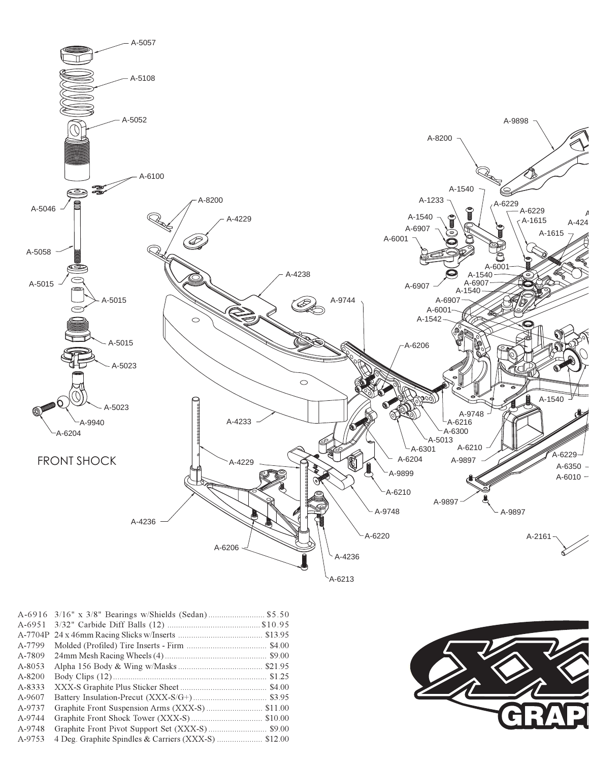FRONT SHOCK

| Part | Description | Price |
|---|---|---|
| A-6916 | 3/16" x 3/8" Bearings w/Shields (Sedan) | $5.50 |
| A-6951 | 3/32" Carbide Diff Balls (12) | $10.95 |
| A-7704P | 24 x 46mm Racing Slicks w/Inserts | $13.95 |
| A-7799 | Molded (Profiled) Tire Inserts - Firm | $4.00 |
| A-7809 | 24mm Mesh Racing Wheels (4) | $9.00 |
| A-8053 | Alpha 156 Body & Wing w/Masks | $21.95 |
| A-8200 | Body Clips (12) | $1.25 |
| A-8333 | XXX-S Graphite Plus Sticker Sheet | $4.00 |
| A-9607 | Battery Insulation-Precut (XXX-S/G+) | $3.95 |
| A-9737 | Graphite Front Suspension Arms (XXX-S) | $11.00 |
| A-9744 | Graphite Front Shock Tower (XXX-S) | $10.00 |
| A-9748 | Graphite Front Pivot Support Set (XXX-S) | $9.00 |
| A-9753 | 4 Deg. Graphite Spindles & Carriers (XXX-S) | $12.00 |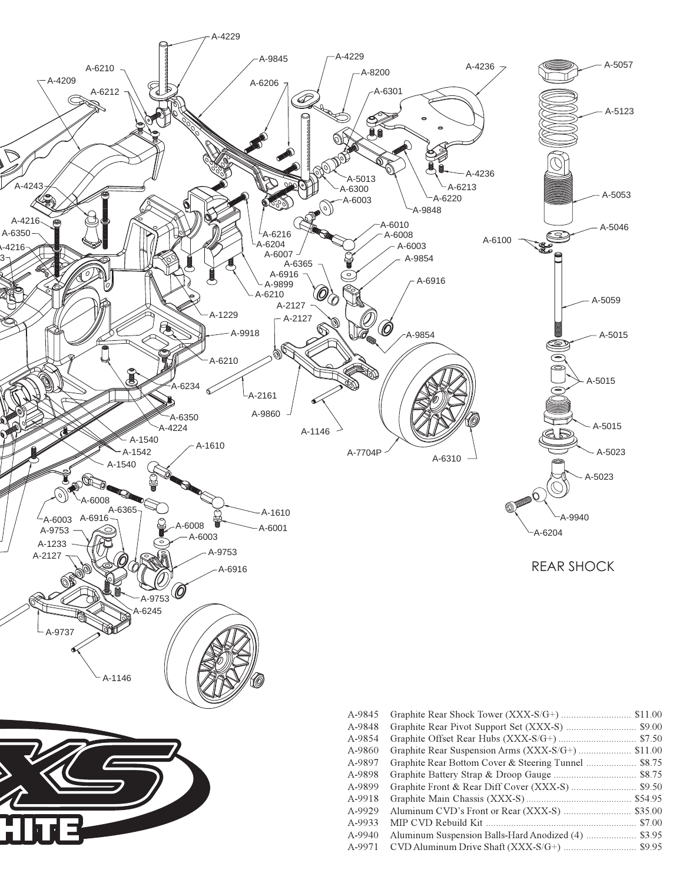REAR SHOCK

| Part # | Description | Price |
|---|---|---|
| A-9845 | Graphite Rear Shock Tower (XXX-S/G+) | $11.00 |
| A-9848 | Graphite Rear Pivot Support Set (XXX-S) | $9.00 |
| A-9854 | Graphite Offset Rear Hubs (XXX-S/G+) | $7.50 |
| A-9860 | Graphite Rear Suspension Arms (XXX-S/G+) | $11.00 |
| A-9897 | Graphite Rear Bottom Cover & Steering Tunnel | $8.75 |
| A-9898 | Graphite Battery Strap & Droop Gauge | $8.75 |
| A-9899 | Graphite Front & Rear Diff Cover (XXX-S) | $9.50 |
| A-9918 | Graphite Main Chassis (XXX-S) | $54.95 |
| A-9929 | Aluminum CVD's Front or Rear (XXX-S) | $35.00 |
| A-9933 | MIP CVD Rebuild Kit | $7.00 |
| A-9940 | Aluminum Suspension Balls-Hard Anodized (4) | $3.95 |
| A-9971 | CVD Aluminum Drive Shaft (XXX-S/G+) | $9.95 |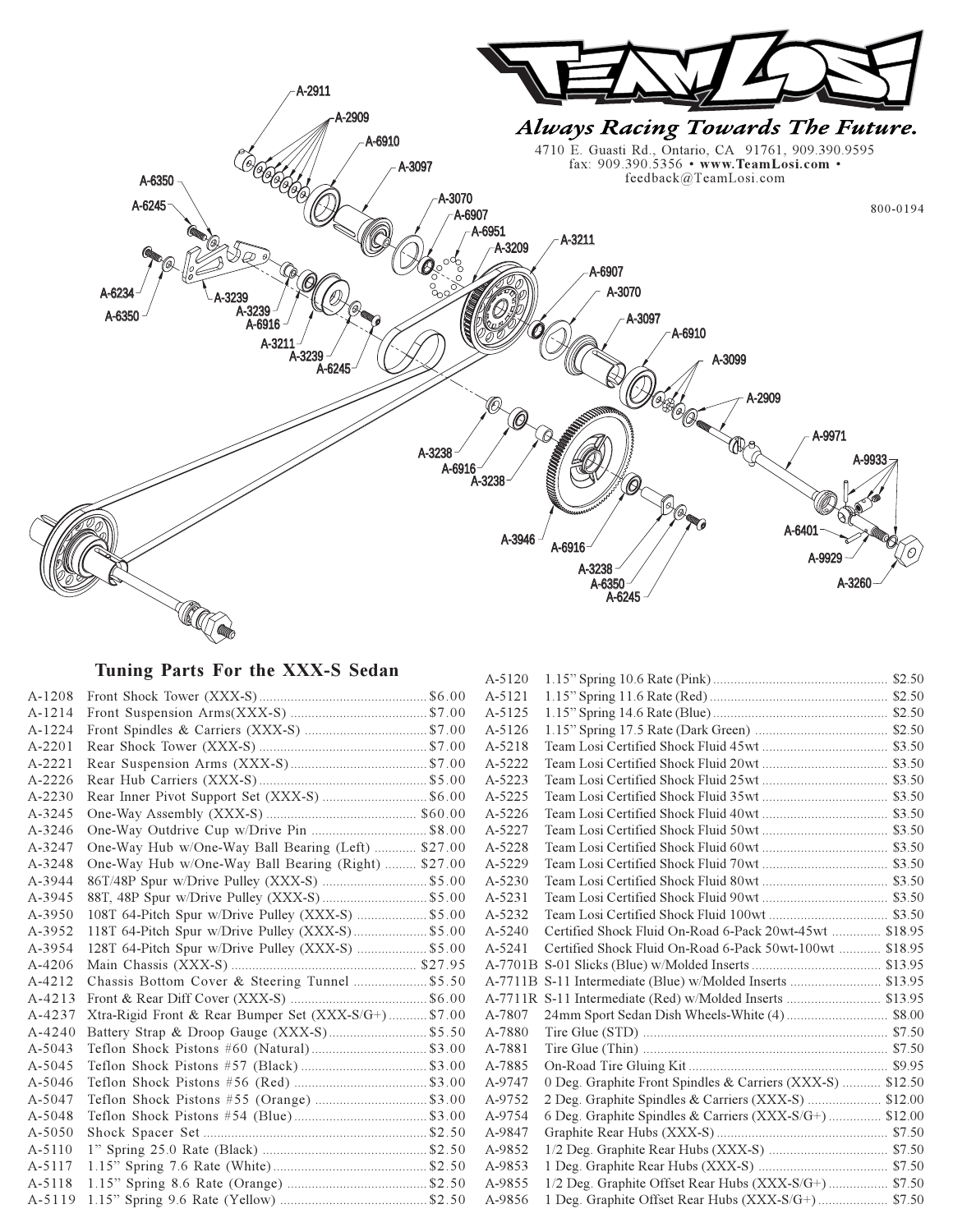TEAM LOSI

*Always Racing Towards The Future.*

4710 E. Guasti Rd., Ontario, CA 91761, 909.390.9595
fax: 909.390.5356 • **www.TeamLosi.com** •
feedback@TeamLosi.com

800-0194

A-2911
A-2909
A-6910
A-3097
A-6350
A-6245
A-3070
A-6907
A-6951
A-3209
A-3211
A-6234
A-6350
A-3239
A-3239
A-6916
A-3211
A-3239
A-6245
A-6907
A-3070
A-3097
A-6910
A-3099
A-2909
A-9971
A-9933
A-3238
A-6916
A-3238
A-3946
A-6916
A-3238
A-6350
A-6245
A-6401
A-9929
A-3260

## Tuning Parts For the XXX-S Sedan

| | | |
|---|---|---|
| A-1208 | Front Shock Tower (XXX-S) | $6.00 |
| A-1214 | Front Suspension Arms(XXX-S) | $7.00 |
| A-1224 | Front Spindles & Carriers (XXX-S) | $7.00 |
| A-2201 | Rear Shock Tower (XXX-S) | $7.00 |
| A-2221 | Rear Suspension Arms (XXX-S) | $7.00 |
| A-2226 | Rear Hub Carriers (XXX-S) | $5.00 |
| A-2230 | Rear Inner Pivot Support Set (XXX-S) | $6.00 |
| A-3245 | One-Way Assembly (XXX-S) | $60.00 |
| A-3246 | One-Way Outdrive Cup w/Drive Pin | $8.00 |
| A-3247 | One-Way Hub w/One-Way Ball Bearing (Left) | $27.00 |
| A-3248 | One-Way Hub w/One-Way Ball Bearing (Right) | $27.00 |
| A-3944 | 86T/48P Spur w/Drive Pulley (XXX-S) | $5.00 |
| A-3945 | 88T, 48P Spur w/Drive Pulley (XXX-S) | $5.00 |
| A-3950 | 108T 64-Pitch Spur w/Drive Pulley (XXX-S) | $5.00 |
| A-3952 | 118T 64-Pitch Spur w/Drive Pulley (XXX-S) | $5.00 |
| A-3954 | 128T 64-Pitch Spur w/Drive Pulley (XXX-S) | $5.00 |
| A-4206 | Main Chassis (XXX-S) | $27.95 |
| A-4212 | Chassis Bottom Cover & Steering Tunnel | $5.50 |
| A-4213 | Front & Rear Diff Cover (XXX-S) | $6.00 |
| A-4237 | Xtra-Rigid Front & Rear Bumper Set (XXX-S/G+) | $7.00 |
| A-4240 | Battery Strap & Droop Gauge (XXX-S) | $5.50 |
| A-5043 | Teflon Shock Pistons #60 (Natural) | $3.00 |
| A-5045 | Teflon Shock Pistons #57 (Black) | $3.00 |
| A-5046 | Teflon Shock Pistons #56 (Red) | $3.00 |
| A-5047 | Teflon Shock Pistons #55 (Orange) | $3.00 |
| A-5048 | Teflon Shock Pistons #54 (Blue) | $3.00 |
| A-5050 | Shock Spacer Set | $2.50 |
| A-5110 | 1" Spring 25.0 Rate (Black) | $2.50 |
| A-5117 | 1.15" Spring 7.6 Rate (White) | $2.50 |
| A-5118 | 1.15" Spring 8.6 Rate (Orange) | $2.50 |
| A-5119 | 1.15" Spring 9.6 Rate (Yellow) | $2.50 |
| A-5120 | 1.15" Spring 10.6 Rate (Pink) | $2.50 |
| A-5121 | 1.15" Spring 11.6 Rate (Red) | $2.50 |
| A-5125 | 1.15" Spring 14.6 Rate (Blue) | $2.50 |
| A-5126 | 1.15" Spring 17.5 Rate (Dark Green) | $2.50 |
| A-5218 | Team Losi Certified Shock Fluid 45wt | $3.50 |
| A-5222 | Team Losi Certified Shock Fluid 20wt | $3.50 |
| A-5223 | Team Losi Certified Shock Fluid 25wt | $3.50 |
| A-5225 | Team Losi Certified Shock Fluid 35wt | $3.50 |
| A-5226 | Team Losi Certified Shock Fluid 40wt | $3.50 |
| A-5227 | Team Losi Certified Shock Fluid 50wt | $3.50 |
| A-5228 | Team Losi Certified Shock Fluid 60wt | $3.50 |
| A-5229 | Team Losi Certified Shock Fluid 70wt | $3.50 |
| A-5230 | Team Losi Certified Shock Fluid 80wt | $3.50 |
| A-5231 | Team Losi Certified Shock Fluid 90wt | $3.50 |
| A-5232 | Team Losi Certified Shock Fluid 100wt | $3.50 |
| A-5240 | Certified Shock Fluid On-Road 6-Pack 20wt-45wt | $18.95 |
| A-5241 | Certified Shock Fluid On-Road 6-Pack 50wt-100wt | $18.95 |
| A-7701B | S-01 Slicks (Blue) w/Molded Inserts | $13.95 |
| A-7711B | S-11 Intermediate (Blue) w/Molded Inserts | $13.95 |
| A-7711R | S-11 Intermediate (Red) w/Molded Inserts | $13.95 |
| A-7807 | 24mm Sport Sedan Dish Wheels-White (4) | $8.00 |
| A-7880 | Tire Glue (STD) | $7.50 |
| A-7881 | Tire Glue (Thin) | $7.50 |
| A-7885 | On-Road Tire Gluing Kit | $9.95 |
| A-9747 | 0 Deg. Graphite Front Spindles & Carriers (XXX-S) | $12.50 |
| A-9752 | 2 Deg. Graphite Spindles & Carriers (XXX-S) | $12.00 |
| A-9754 | 6 Deg. Graphite Spindles & Carriers (XXX-S/G+) | $12.00 |
| A-9847 | Graphite Rear Hubs (XXX-S) | $7.50 |
| A-9852 | 1/2 Deg. Graphite Rear Hubs (XXX-S) | $7.50 |
| A-9853 | 1 Deg. Graphite Rear Hubs (XXX-S) | $7.50 |
| A-9855 | 1/2 Deg. Graphite Offset Rear Hubs (XXX-S/G+) | $7.50 |
| A-9856 | 1 Deg. Graphite Offset Rear Hubs (XXX-S/G+) | $7.50 |